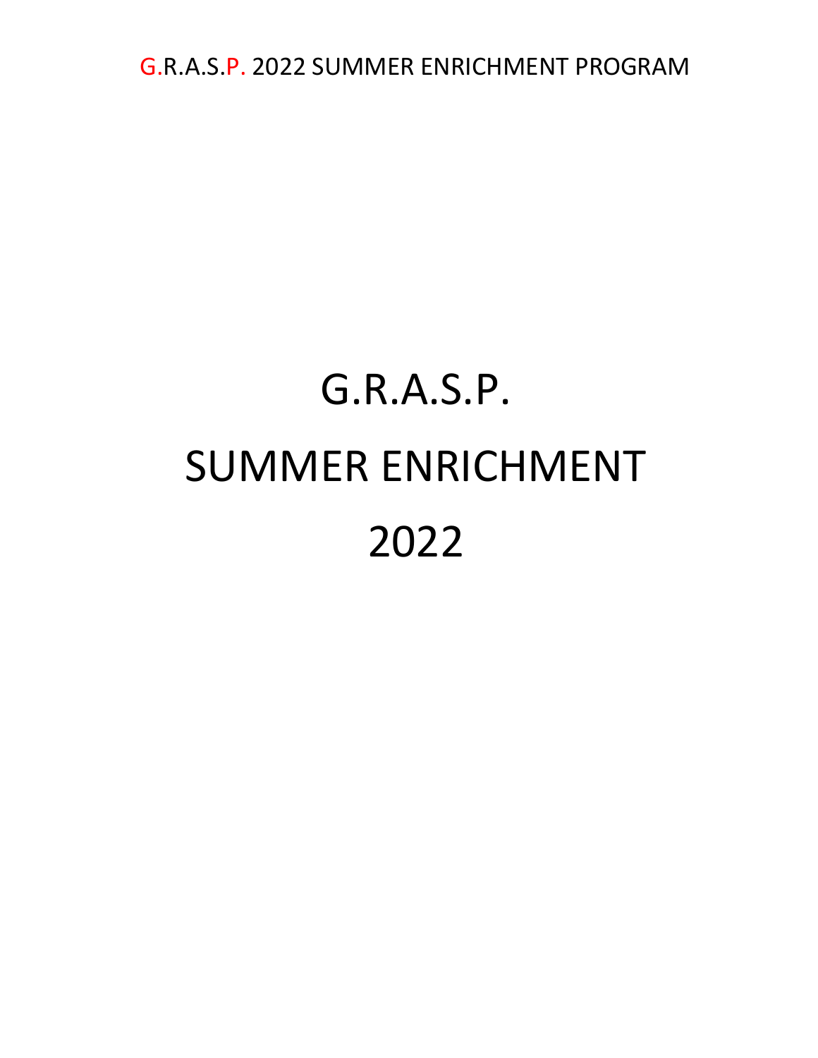# G.R.A.S.P.

# SUMMER ENRICHMENT

# 2022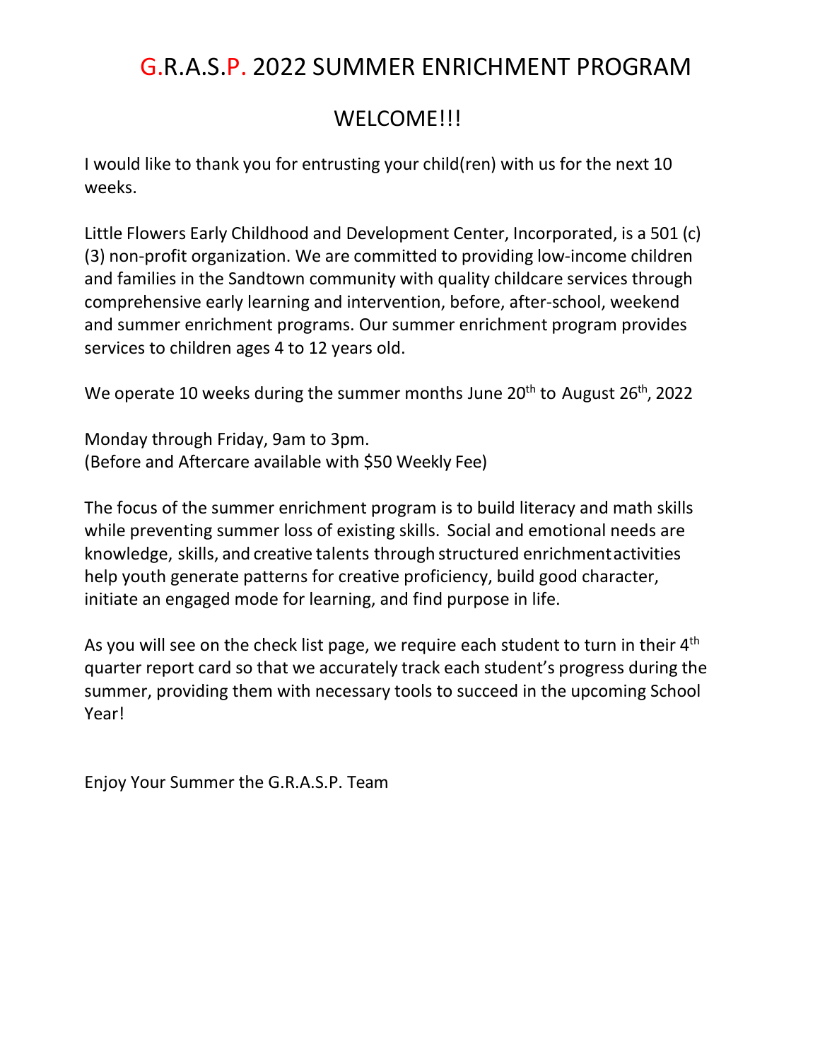# G.R.A.S.P. 2022 SUMMER ENRICHMENT PROGRAM

## WELCOME!!!

I would like to thank you for entrusting your child(ren) with us for the next 10 weeks.

Little Flowers Early Childhood and Development Center, Incorporated, is a 501 (c) (3) non-profit organization. We are committed to providing low-income children and families in the Sandtown community with quality childcare services through comprehensive early learning and intervention, before, after-school, weekend and summer enrichment programs. Our summer enrichment program provides services to children ages 4 to 12 years old.

We operate 10 weeks during the summer months June 20th to August 26th, 2022

Monday through Friday, 9am to 3pm.
(Before and Aftercare available with $50 Weekly Fee)

The focus of the summer enrichment program is to build literacy and math skills while preventing summer loss of existing skills. Social and emotional needs are knowledge, skills, and creative talents through structured enrichment activities help youth generate patterns for creative proficiency, build good character, initiate an engaged mode for learning, and find purpose in life.

As you will see on the check list page, we require each student to turn in their 4th quarter report card so that we accurately track each student's progress during the summer, providing them with necessary tools to succeed in the upcoming School Year!

Enjoy Your Summer the G.R.A.S.P. Team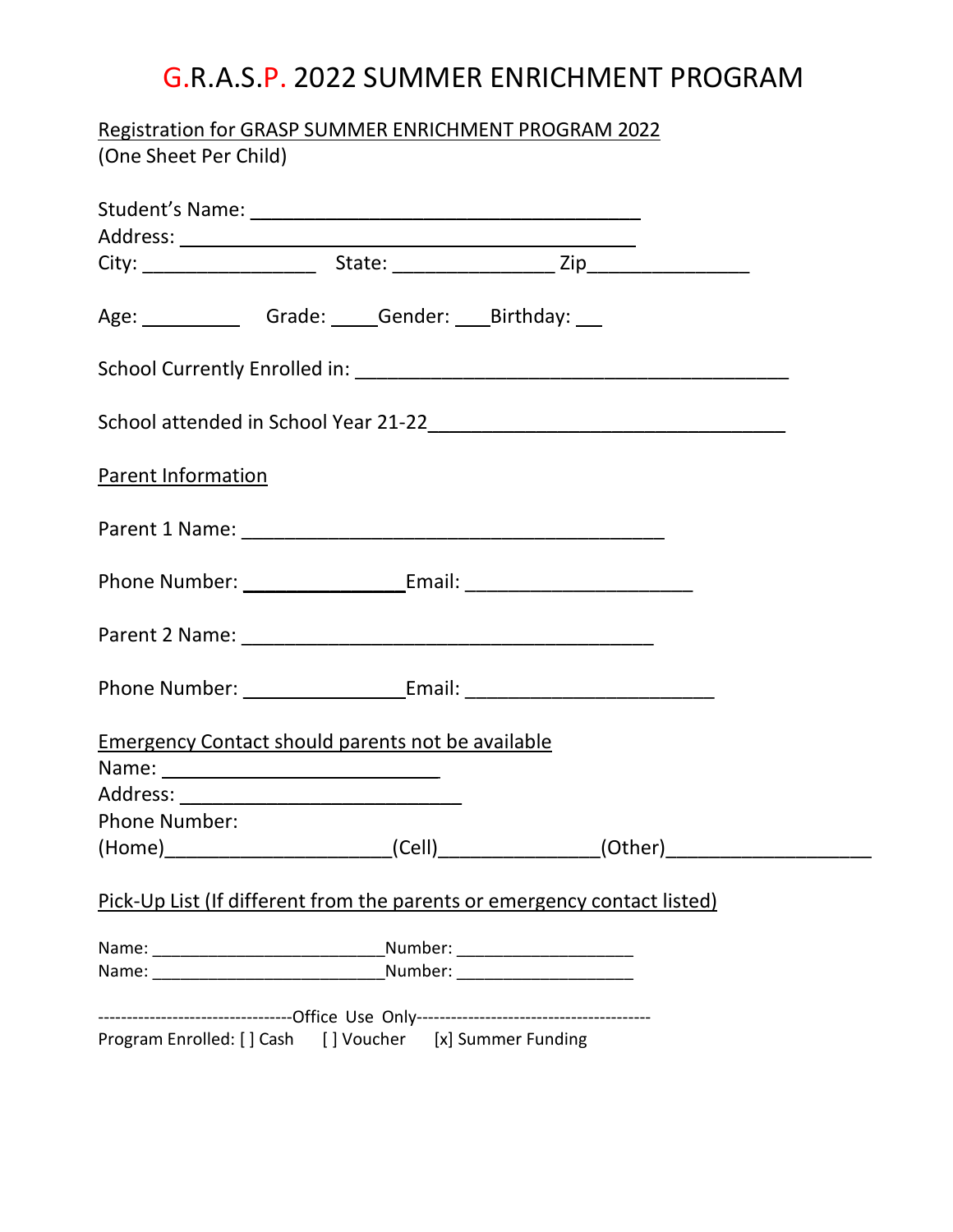# G.R.A.S.P. 2022 SUMMER ENRICHMENT PROGRAM

Registration for GRASP SUMMER ENRICHMENT PROGRAM 2022
(One Sheet Per Child)

Student's Name: ________________________________________
Address: ______________________________________________
City: _________________ State: ________________ Zip________________

Age: __________ Grade: _____Gender: ____Birthday: ___

School Currently Enrolled in: ____________________________________________

School attended in School Year 21-22____________________________________

Parent Information

Parent 1 Name: ___________________________________________

Phone Number: ________________Email: ______________________

Parent 2 Name: __________________________________________

Phone Number: ________________Email: _________________________

Emergency Contact should parents not be available
Name: ____________________________
Address: ____________________________
Phone Number:
(Home)_______________________(Cell)________________(Other)____________________

Pick-Up List (If different from the parents or emergency contact listed)

Name: _________________________Number: ___________________
Name: _________________________Number: ___________________

----------------------------------Office Use Only-----------------------------------------
Program Enrolled: [ ] Cash [ ] Voucher [x] Summer Funding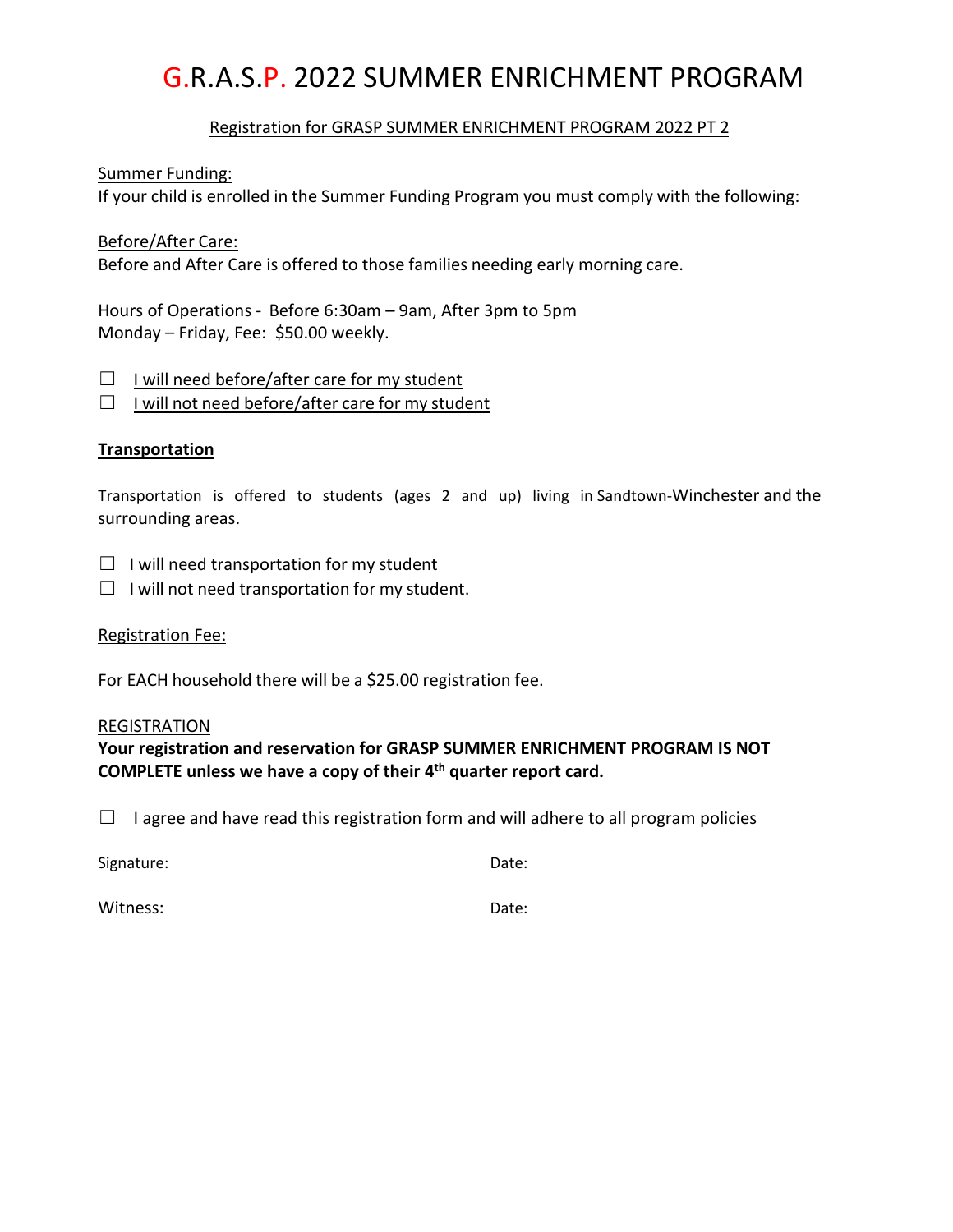# G.R.A.S.P. 2022 SUMMER ENRICHMENT PROGRAM

Registration for GRASP SUMMER ENRICHMENT PROGRAM 2022 PT 2

Summer Funding:

If your child is enrolled in the Summer Funding Program you must comply with the following:

Before/After Care:

Before and After Care is offered to those families needing early morning care.

Hours of Operations - Before 6:30am – 9am, After 3pm to 5pm
Monday – Friday, Fee: $50.00 weekly.

☐ I will need before/after care for my student

☐ I will not need before/after care for my student

**Transportation**

Transportation is offered to students (ages 2 and up) living in Sandtown-Winchester and the surrounding areas.

☐ I will need transportation for my student

☐ I will not need transportation for my student.

Registration Fee:

For EACH household there will be a $25.00 registration fee.

REGISTRATION

**Your registration and reservation for GRASP SUMMER ENRICHMENT PROGRAM IS NOT COMPLETE unless we have a copy of their 4th quarter report card.**

☐ I agree and have read this registration form and will adhere to all program policies

Signature: Date:

Witness: Date: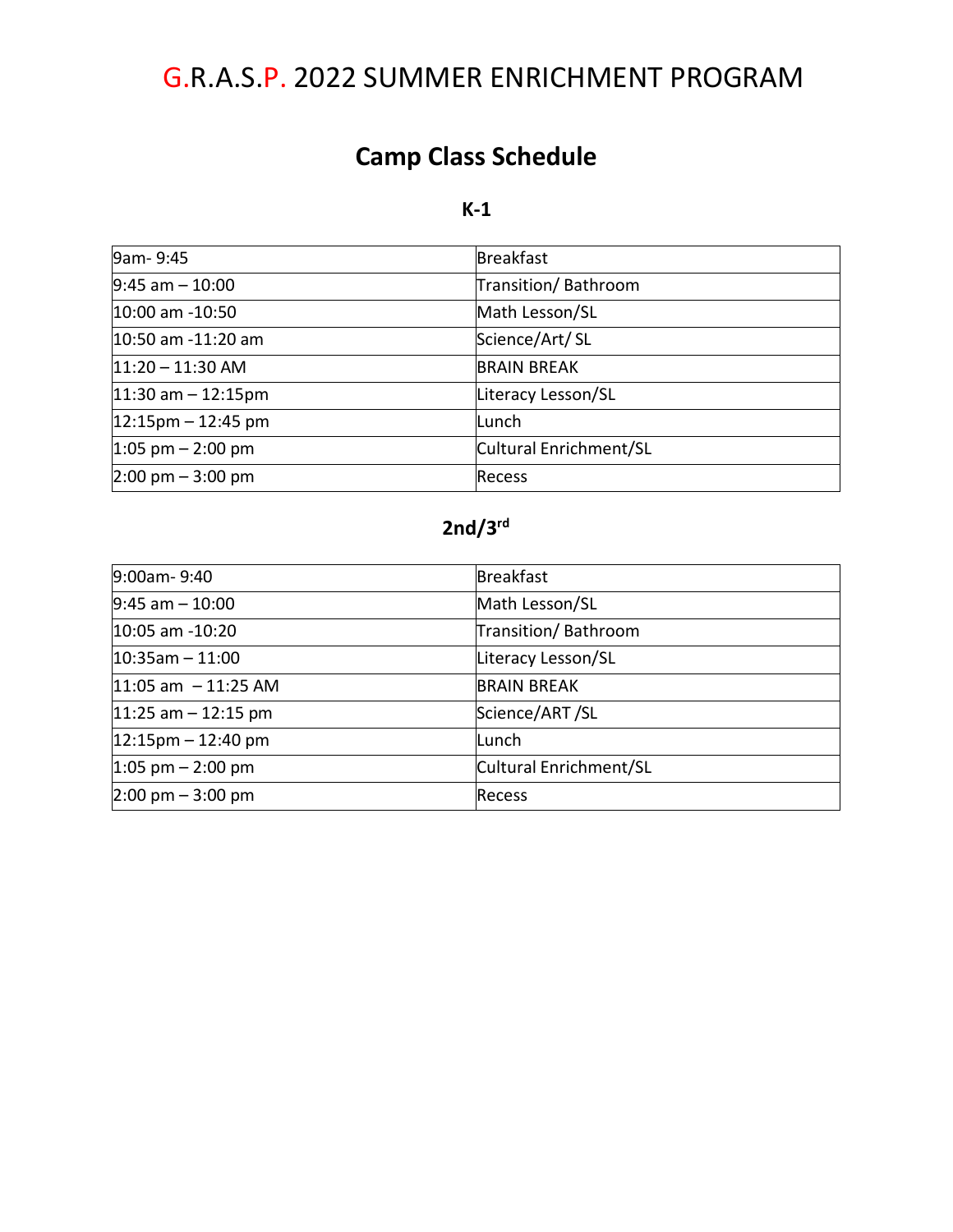# G.R.A.S.P. 2022 SUMMER ENRICHMENT PROGRAM

## Camp Class Schedule

### K-1

| | |
|---|---|
| 9am- 9:45 | Breakfast |
| 9:45 am – 10:00 | Transition/ Bathroom |
| 10:00 am -10:50 | Math Lesson/SL |
| 10:50 am -11:20 am | Science/Art/ SL |
| 11:20 – 11:30 AM | BRAIN BREAK |
| 11:30 am – 12:15pm | Literacy Lesson/SL |
| 12:15pm – 12:45 pm | Lunch |
| 1:05 pm – 2:00 pm | Cultural Enrichment/SL |
| 2:00 pm – 3:00 pm | Recess |

### 2nd/3rd

| | |
|---|---|
| 9:00am- 9:40 | Breakfast |
| 9:45 am – 10:00 | Math Lesson/SL |
| 10:05 am -10:20 | Transition/ Bathroom |
| 10:35am – 11:00 | Literacy Lesson/SL |
| 11:05 am – 11:25 AM | BRAIN BREAK |
| 11:25 am – 12:15 pm | Science/ART /SL |
| 12:15pm – 12:40 pm | Lunch |
| 1:05 pm – 2:00 pm | Cultural Enrichment/SL |
| 2:00 pm – 3:00 pm | Recess |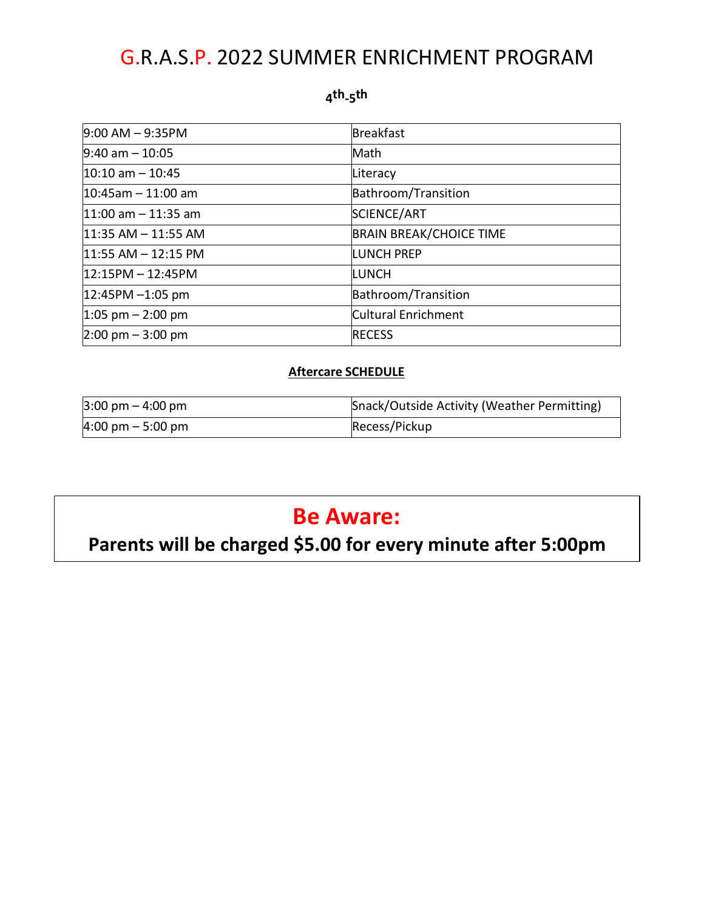# G.R.A.S.P. 2022 SUMMER ENRICHMENT PROGRAM

### 4th-5th

| | |
|---|---|
| 9:00 AM – 9:35PM | Breakfast |
| 9:40 am – 10:05 | Math |
| 10:10 am – 10:45 | Literacy |
| 10:45am – 11:00 am | Bathroom/Transition |
| 11:00 am – 11:35 am | SCIENCE/ART |
| 11:35 AM – 11:55 AM | BRAIN BREAK/CHOICE TIME |
| 11:55 AM – 12:15 PM | LUNCH PREP |
| 12:15PM – 12:45PM | LUNCH |
| 12:45PM –1:05 pm | Bathroom/Transition |
| 1:05 pm – 2:00 pm | Cultural Enrichment |
| 2:00 pm – 3:00 pm | RECESS |

### Aftercare SCHEDULE

| | |
|---|---|
| 3:00 pm – 4:00 pm | Snack/Outside Activity (Weather Permitting) |
| 4:00 pm – 5:00 pm | Recess/Pickup |

## Be Aware:

**Parents will be charged $5.00 for every minute after 5:00pm**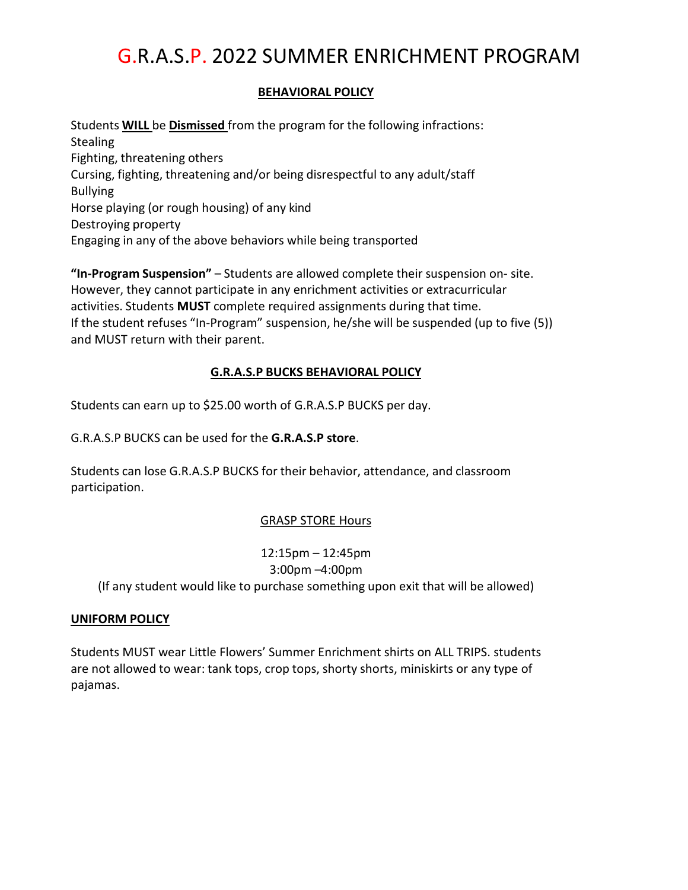# G.R.A.S.P. 2022 SUMMER ENRICHMENT PROGRAM

## BEHAVIORAL POLICY

Students **WILL** be **Dismissed** from the program for the following infractions:
Stealing
Fighting, threatening others
Cursing, fighting, threatening and/or being disrespectful to any adult/staff
Bullying
Horse playing (or rough housing) of any kind
Destroying property
Engaging in any of the above behaviors while being transported

**"In-Program Suspension"** – Students are allowed complete their suspension on- site. However, they cannot participate in any enrichment activities or extracurricular activities. Students **MUST** complete required assignments during that time.
If the student refuses "In-Program" suspension, he/she will be suspended (up to five (5)) and MUST return with their parent.

## G.R.A.S.P BUCKS BEHAVIORAL POLICY

Students can earn up to $25.00 worth of G.R.A.S.P BUCKS per day.

G.R.A.S.P BUCKS can be used for the **G.R.A.S.P store**.

Students can lose G.R.A.S.P BUCKS for their behavior, attendance, and classroom participation.

GRASP STORE Hours

12:15pm – 12:45pm
3:00pm –4:00pm
(If any student would like to purchase something upon exit that will be allowed)

**UNIFORM POLICY**

Students MUST wear Little Flowers' Summer Enrichment shirts on ALL TRIPS. students are not allowed to wear: tank tops, crop tops, shorty shorts, miniskirts or any type of pajamas.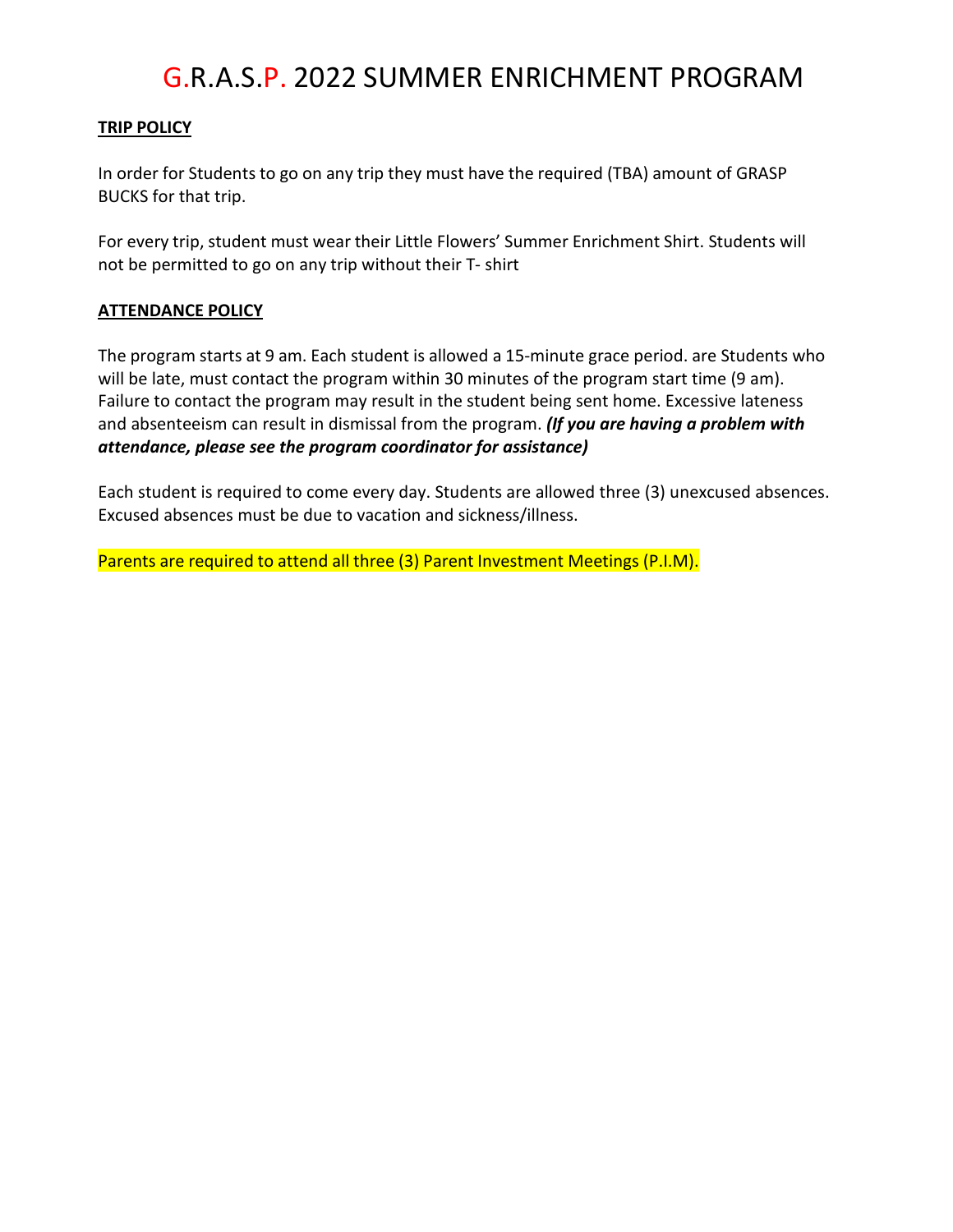# G.R.A.S.P. 2022 SUMMER ENRICHMENT PROGRAM

**TRIP POLICY**

In order for Students to go on any trip they must have the required (TBA) amount of GRASP BUCKS for that trip.

For every trip, student must wear their Little Flowers' Summer Enrichment Shirt. Students will not be permitted to go on any trip without their T- shirt

**ATTENDANCE POLICY**

The program starts at 9 am. Each student is allowed a 15-minute grace period. are Students who will be late, must contact the program within 30 minutes of the program start time (9 am). Failure to contact the program may result in the student being sent home. Excessive lateness and absenteeism can result in dismissal from the program. ***(If you are having a problem with attendance, please see the program coordinator for assistance)***

Each student is required to come every day. Students are allowed three (3) unexcused absences. Excused absences must be due to vacation and sickness/illness.

Parents are required to attend all three (3) Parent Investment Meetings (P.I.M).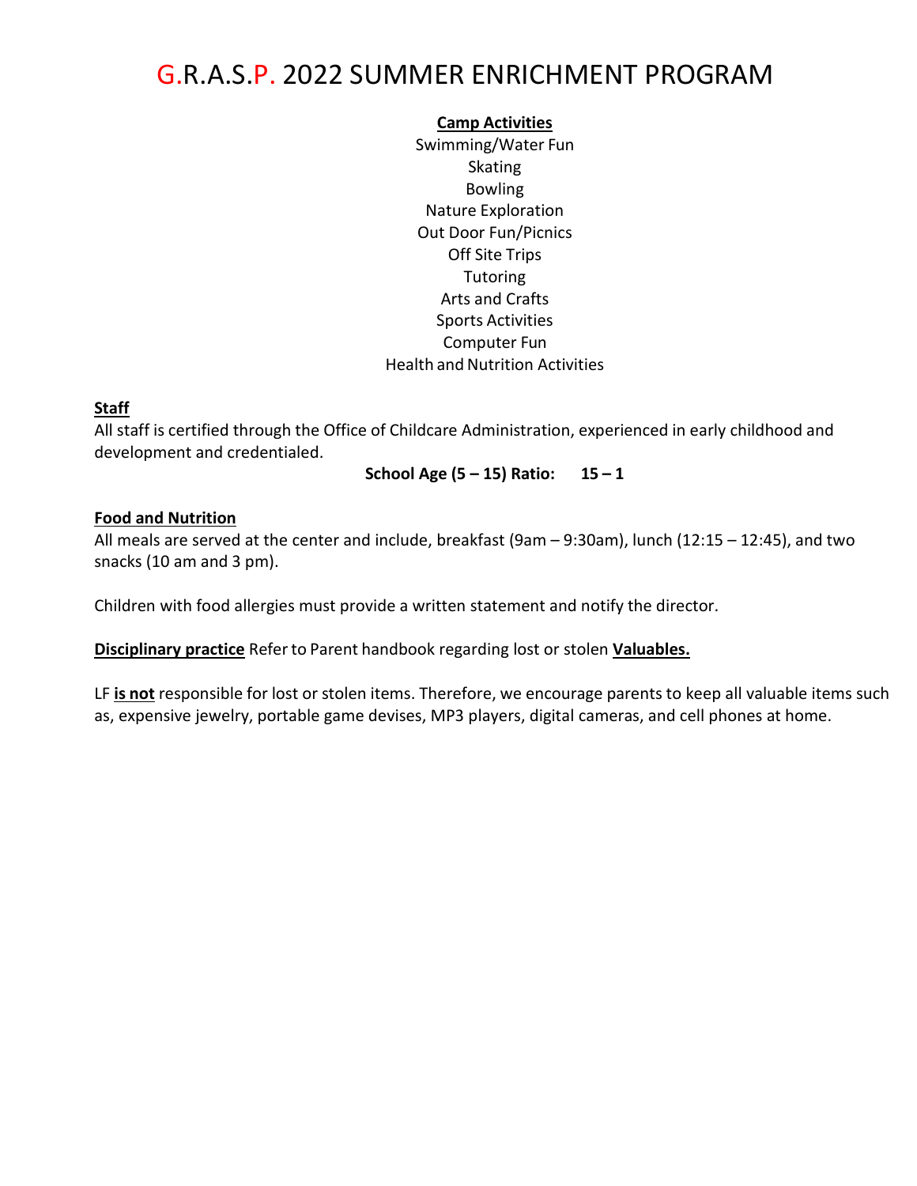# G.R.A.S.P. 2022 SUMMER ENRICHMENT PROGRAM

**Camp Activities**

Swimming/Water Fun
Skating
Bowling
Nature Exploration
Out Door Fun/Picnics
Off Site Trips
Tutoring
Arts and Crafts
Sports Activities
Computer Fun
Health and Nutrition Activities

**Staff**

All staff is certified through the Office of Childcare Administration, experienced in early childhood and development and credentialed.

**School Age (5 – 15) Ratio: 15 – 1**

**Food and Nutrition**

All meals are served at the center and include, breakfast (9am – 9:30am), lunch (12:15 – 12:45), and two snacks (10 am and 3 pm).

Children with food allergies must provide a written statement and notify the director.

**Disciplinary practice** Refer to Parent handbook regarding lost or stolen **Valuables.**

LF **is not** responsible for lost or stolen items. Therefore, we encourage parents to keep all valuable items such as, expensive jewelry, portable game devises, MP3 players, digital cameras, and cell phones at home.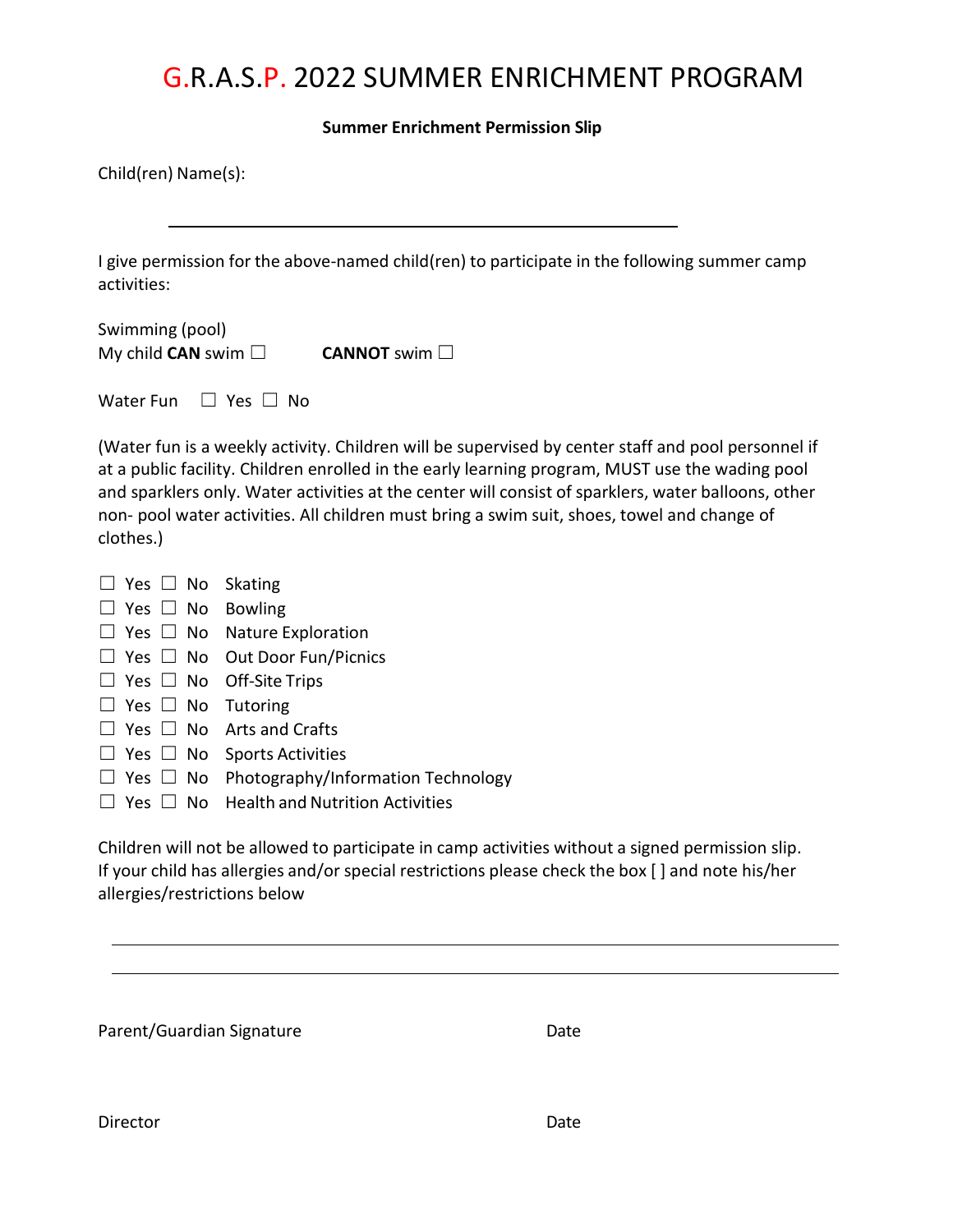# G.R.A.S.P. 2022 SUMMER ENRICHMENT PROGRAM

**Summer Enrichment Permission Slip**

Child(ren) Name(s):

______________________________________________

I give permission for the above-named child(ren) to participate in the following summer camp activities:

Swimming (pool)
My child **CAN** swim ☐ **CANNOT** swim ☐

Water Fun ☐ Yes ☐ No

(Water fun is a weekly activity. Children will be supervised by center staff and pool personnel if at a public facility. Children enrolled in the early learning program, MUST use the wading pool and sparklers only. Water activities at the center will consist of sparklers, water balloons, other non- pool water activities. All children must bring a swim suit, shoes, towel and change of clothes.)

☐ Yes ☐ No Skating
☐ Yes ☐ No Bowling
☐ Yes ☐ No Nature Exploration
☐ Yes ☐ No Out Door Fun/Picnics
☐ Yes ☐ No Off-Site Trips
☐ Yes ☐ No Tutoring
☐ Yes ☐ No Arts and Crafts
☐ Yes ☐ No Sports Activities
☐ Yes ☐ No Photography/Information Technology
☐ Yes ☐ No Health and Nutrition Activities

Children will not be allowed to participate in camp activities without a signed permission slip. If your child has allergies and/or special restrictions please check the box [ ] and note his/her allergies/restrictions below

______________________________________________

______________________________________________

Parent/Guardian Signature Date

Director Date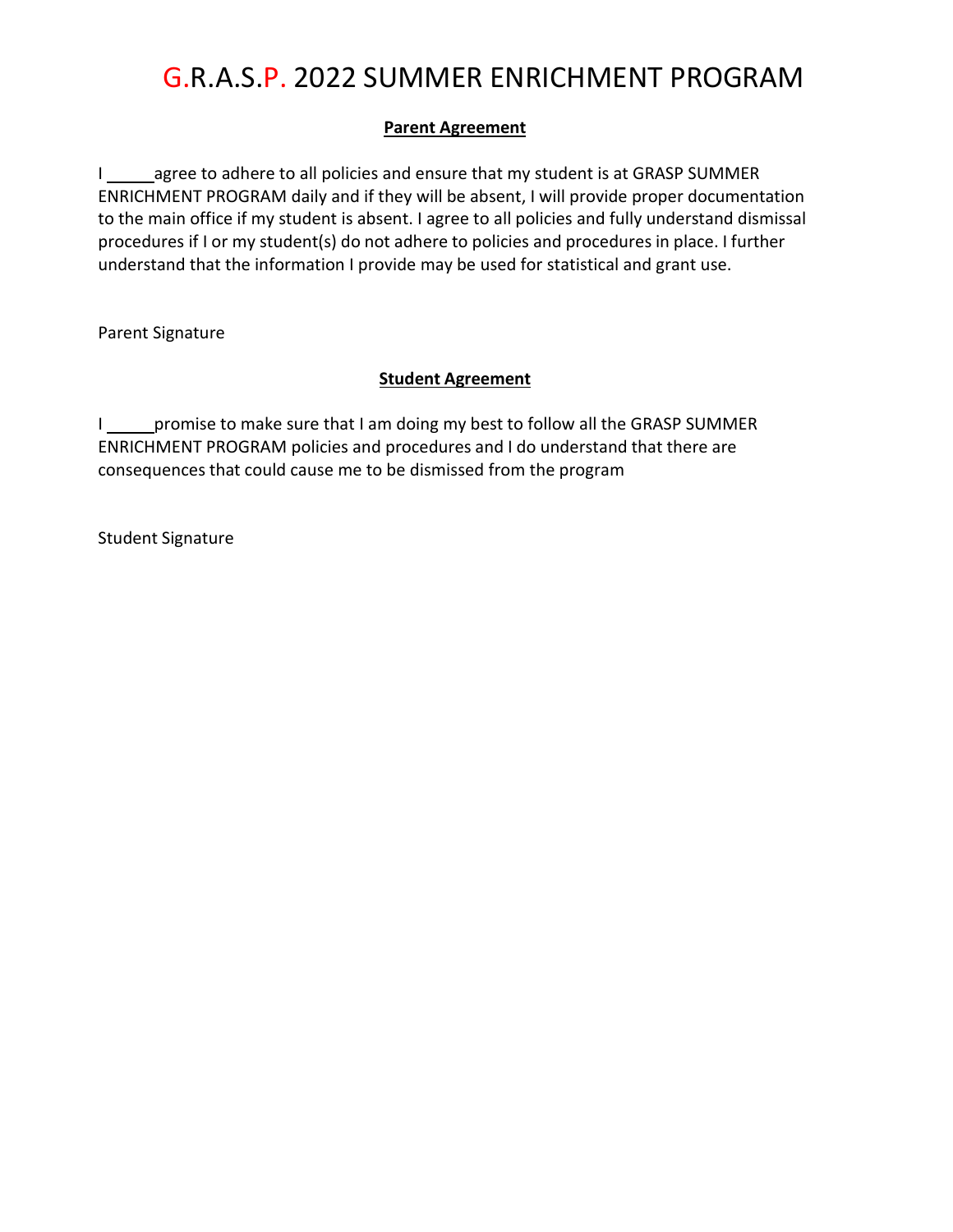# G.R.A.S.P. 2022 SUMMER ENRICHMENT PROGRAM

**Parent Agreement**

I _____ agree to adhere to all policies and ensure that my student is at GRASP SUMMER ENRICHMENT PROGRAM daily and if they will be absent, I will provide proper documentation to the main office if my student is absent. I agree to all policies and fully understand dismissal procedures if I or my student(s) do not adhere to policies and procedures in place. I further understand that the information I provide may be used for statistical and grant use.

Parent Signature

**Student Agreement**

I _____ promise to make sure that I am doing my best to follow all the GRASP SUMMER ENRICHMENT PROGRAM policies and procedures and I do understand that there are consequences that could cause me to be dismissed from the program

Student Signature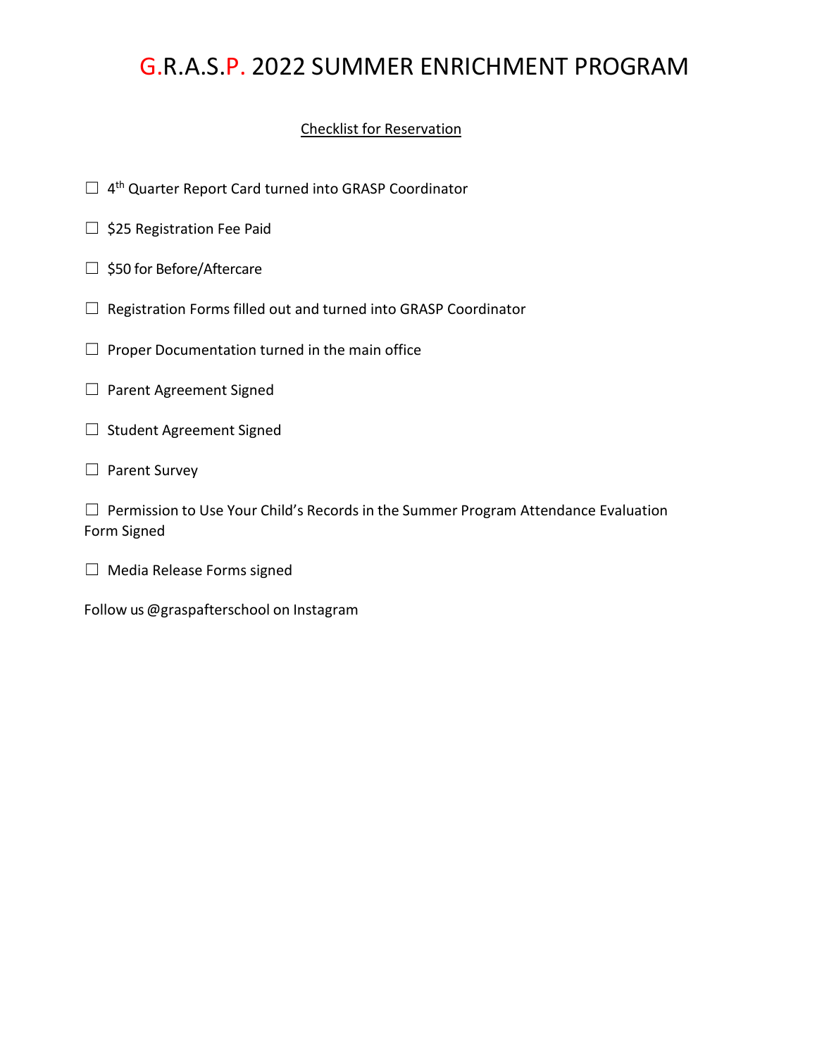# G.R.A.S.P. 2022 SUMMER ENRICHMENT PROGRAM

Checklist for Reservation

☐ 4th Quarter Report Card turned into GRASP Coordinator

☐ $25 Registration Fee Paid

☐ $50 for Before/Aftercare

☐ Registration Forms filled out and turned into GRASP Coordinator

☐ Proper Documentation turned in the main office

☐ Parent Agreement Signed

☐ Student Agreement Signed

☐ Parent Survey

☐ Permission to Use Your Child's Records in the Summer Program Attendance Evaluation Form Signed

☐ Media Release Forms signed

Follow us @graspafterschool on Instagram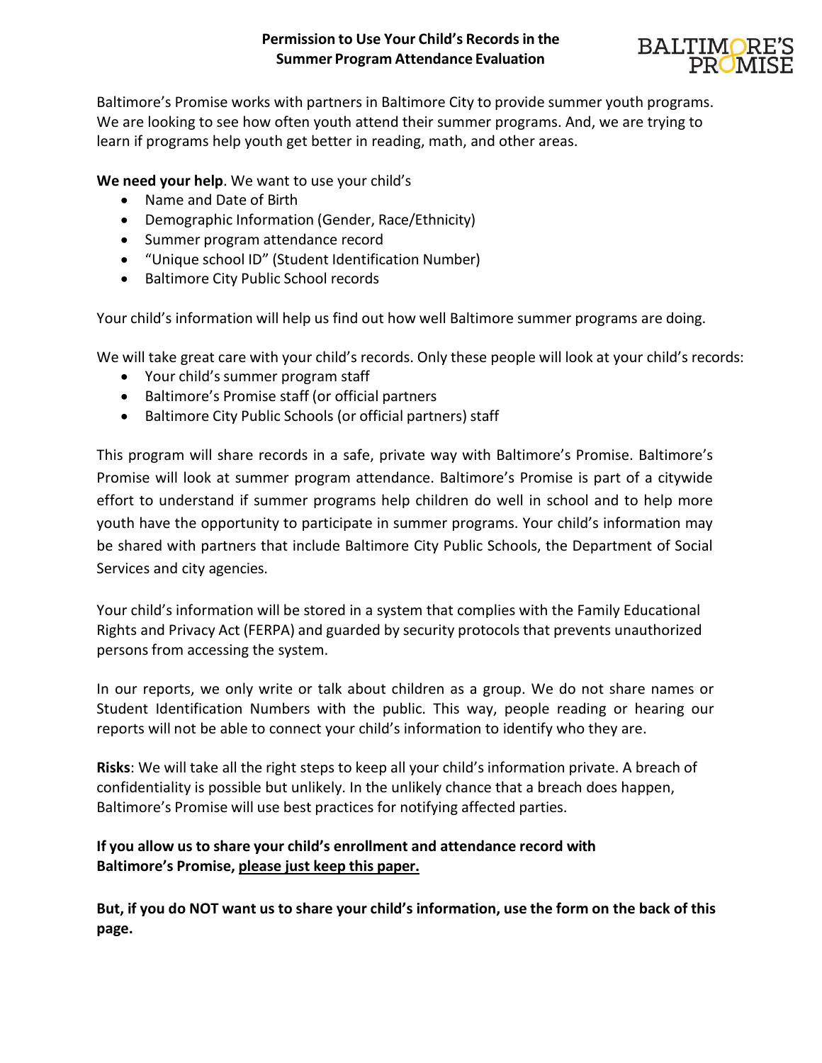# Permission to Use Your Child's Records in the Summer Program Attendance Evaluation

BALTIMORE'S PROMISE

Baltimore's Promise works with partners in Baltimore City to provide summer youth programs. We are looking to see how often youth attend their summer programs. And, we are trying to learn if programs help youth get better in reading, math, and other areas.

**We need your help**. We want to use your child's

- Name and Date of Birth
- Demographic Information (Gender, Race/Ethnicity)
- Summer program attendance record
- "Unique school ID" (Student Identification Number)
- Baltimore City Public School records

Your child's information will help us find out how well Baltimore summer programs are doing.

We will take great care with your child's records. Only these people will look at your child's records:

- Your child's summer program staff
- Baltimore's Promise staff (or official partners
- Baltimore City Public Schools (or official partners) staff

This program will share records in a safe, private way with Baltimore's Promise. Baltimore's Promise will look at summer program attendance. Baltimore's Promise is part of a citywide effort to understand if summer programs help children do well in school and to help more youth have the opportunity to participate in summer programs. Your child's information may be shared with partners that include Baltimore City Public Schools, the Department of Social Services and city agencies.

Your child's information will be stored in a system that complies with the Family Educational Rights and Privacy Act (FERPA) and guarded by security protocols that prevents unauthorized persons from accessing the system.

In our reports, we only write or talk about children as a group. We do not share names or Student Identification Numbers with the public. This way, people reading or hearing our reports will not be able to connect your child's information to identify who they are.

**Risks**: We will take all the right steps to keep all your child's information private. A breach of confidentiality is possible but unlikely. In the unlikely chance that a breach does happen, Baltimore's Promise will use best practices for notifying affected parties.

**If you allow us to share your child's enrollment and attendance record with Baltimore's Promise, <u>please just keep this paper.</u>**

**But, if you do NOT want us to share your child's information, use the form on the back of this page.**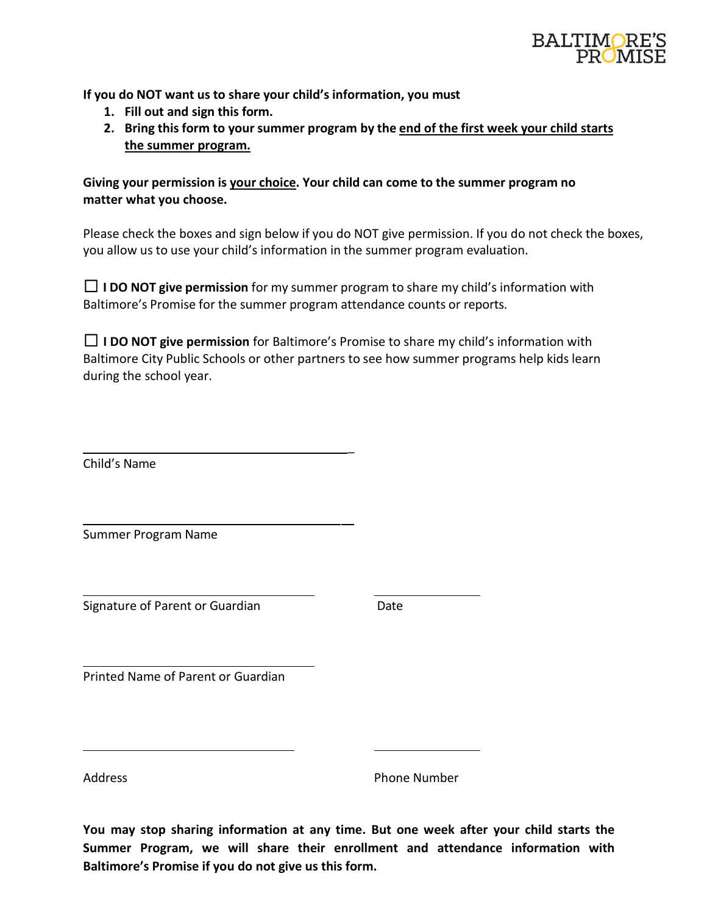**If you do NOT want us to share your child's information, you must**

1. **Fill out and sign this form.**
2. **Bring this form to your summer program by the <u>end of the first week your child starts the summer program.</u>**

**Giving your permission is <u>your choice</u>. Your child can come to the summer program no matter what you choose.**

Please check the boxes and sign below if you do NOT give permission. If you do not check the boxes, you allow us to use your child's information in the summer program evaluation.

☐ **I DO NOT give permission** for my summer program to share my child's information with Baltimore's Promise for the summer program attendance counts or reports.

☐ **I DO NOT give permission** for Baltimore's Promise to share my child's information with Baltimore City Public Schools or other partners to see how summer programs help kids learn during the school year.

\_\_\_\_\_\_\_\_\_\_\_\_\_\_\_\_\_\_\_\_\_\_\_\_\_\_\_\_\_\_\_\_\_\_\_\_\_\_\_\_\_\_

Child's Name

\_\_\_\_\_\_\_\_\_\_\_\_\_\_\_\_\_\_\_\_\_\_\_\_\_\_\_\_\_\_\_\_\_\_\_\_\_\_\_\_\_\_

Summer Program Name

\_\_\_\_\_\_\_\_\_\_\_\_\_\_\_\_\_\_\_\_\_\_\_\_\_\_\_\_\_\_\_\_\_\_\_\_ \_\_\_\_\_\_\_\_\_\_\_\_\_\_\_\_

Signature of Parent or Guardian Date

\_\_\_\_\_\_\_\_\_\_\_\_\_\_\_\_\_\_\_\_\_\_\_\_\_\_\_\_\_\_\_\_\_\_\_\_

Printed Name of Parent or Guardian

\_\_\_\_\_\_\_\_\_\_\_\_\_\_\_\_\_\_\_\_\_\_\_\_\_\_\_\_\_\_\_\_\_\_ \_\_\_\_\_\_\_\_\_\_\_\_\_\_\_\_

Address Phone Number

**You may stop sharing information at any time. But one week after your child starts the Summer Program, we will share their enrollment and attendance information with Baltimore's Promise if you do not give us this form.**